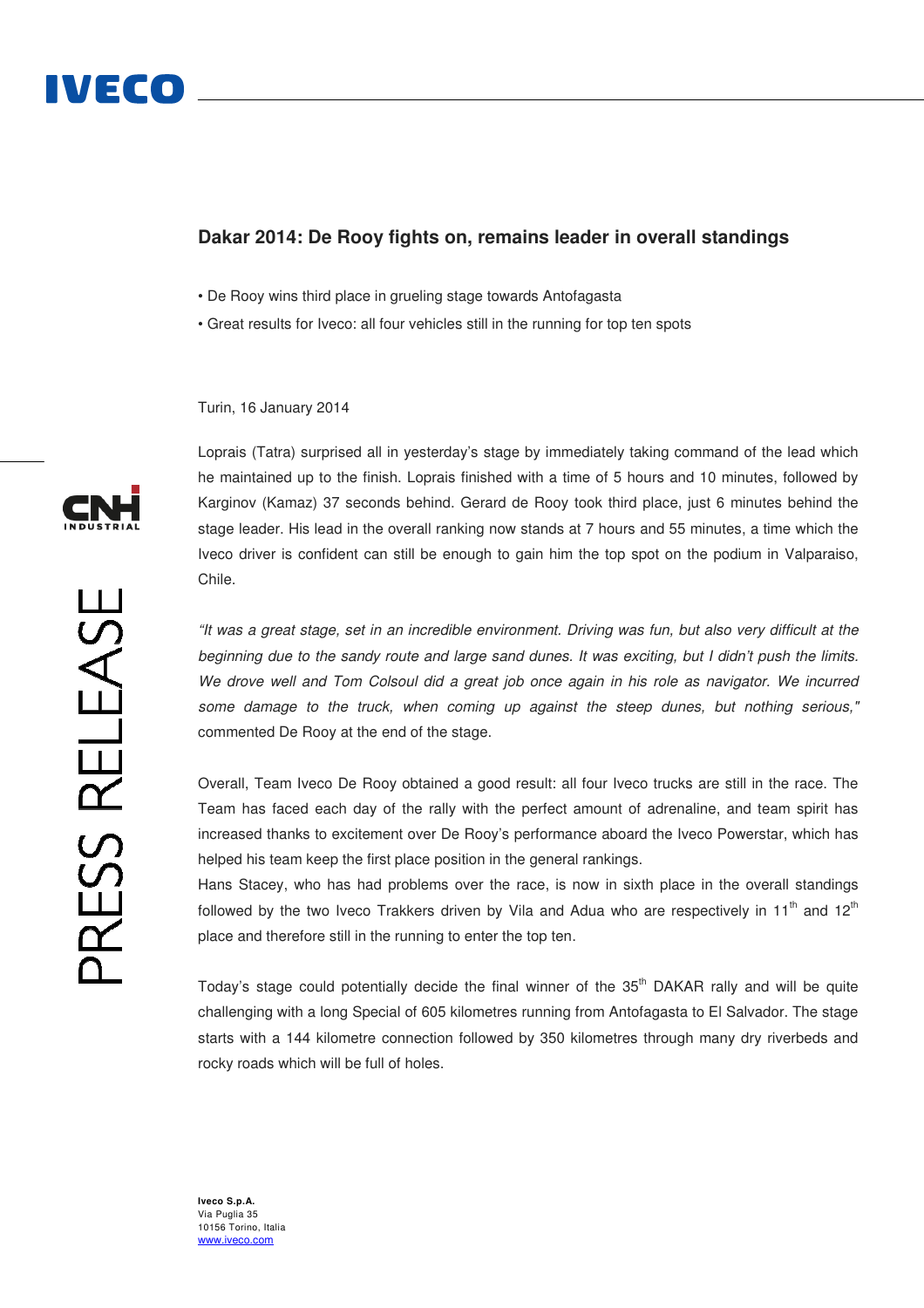# Dakar 2014: De Rooy fights on, remains leader in overall standings

- De Rooy wins third place in grueling stage towards Antofagasta
- Great results for Iveco: all four vehicles still in the running for top ten spots

Turin, 16 January 2014

Loprais (Tatra) surprised all in yesterday's stage by immediately taking command of the lead which he maintained up to the finish. Loprais finished with a time of 5 hours and 10 minutes, followed by Karginov (Kamaz) 37 seconds behind. Gerard de Rooy took third place, just 6 minutes behind the stage leader. His lead in the overall ranking now stands at 7 hours and 55 minutes, a time which the Iveco driver is confident can still be enough to gain him the top spot on the podium in Valparaiso, Chile.

*"It was a great stage, set in an incredible environment. Driving was fun, but also very difficult at the beginning due to the sandy route and large sand dunes. It was exciting, but I didn't push the limits. We drove well and Tom Colsoul did a great job once again in his role as navigator. We incurred some damage to the truck, when coming up against the steep dunes, but nothing serious,"* commented De Rooy at the end of the stage.

Overall, Team Iveco De Rooy obtained a good result: all four Iveco trucks are still in the race. The Team has faced each day of the rally with the perfect amount of adrenaline, and team spirit has increased thanks to excitement over De Rooy's performance aboard the Iveco Powerstar, which has helped his team keep the first place position in the general rankings.

Hans Stacey, who has had problems over the race, is now in sixth place in the overall standings followed by the two Iveco Trakkers driven by Vila and Adua who are respectively in 11th and 12th place and therefore still in the running to enter the top ten.

Today's stage could potentially decide the final winner of the 35th DAKAR rally and will be quite challenging with a long Special of 605 kilometres running from Antofagasta to El Salvador. The stage starts with a 144 kilometre connection followed by 350 kilometres through many dry riverbeds and rocky roads which will be full of holes.

**Iveco S.p.A.**
Via Puglia 35
10156 Torino, Italia
www.iveco.com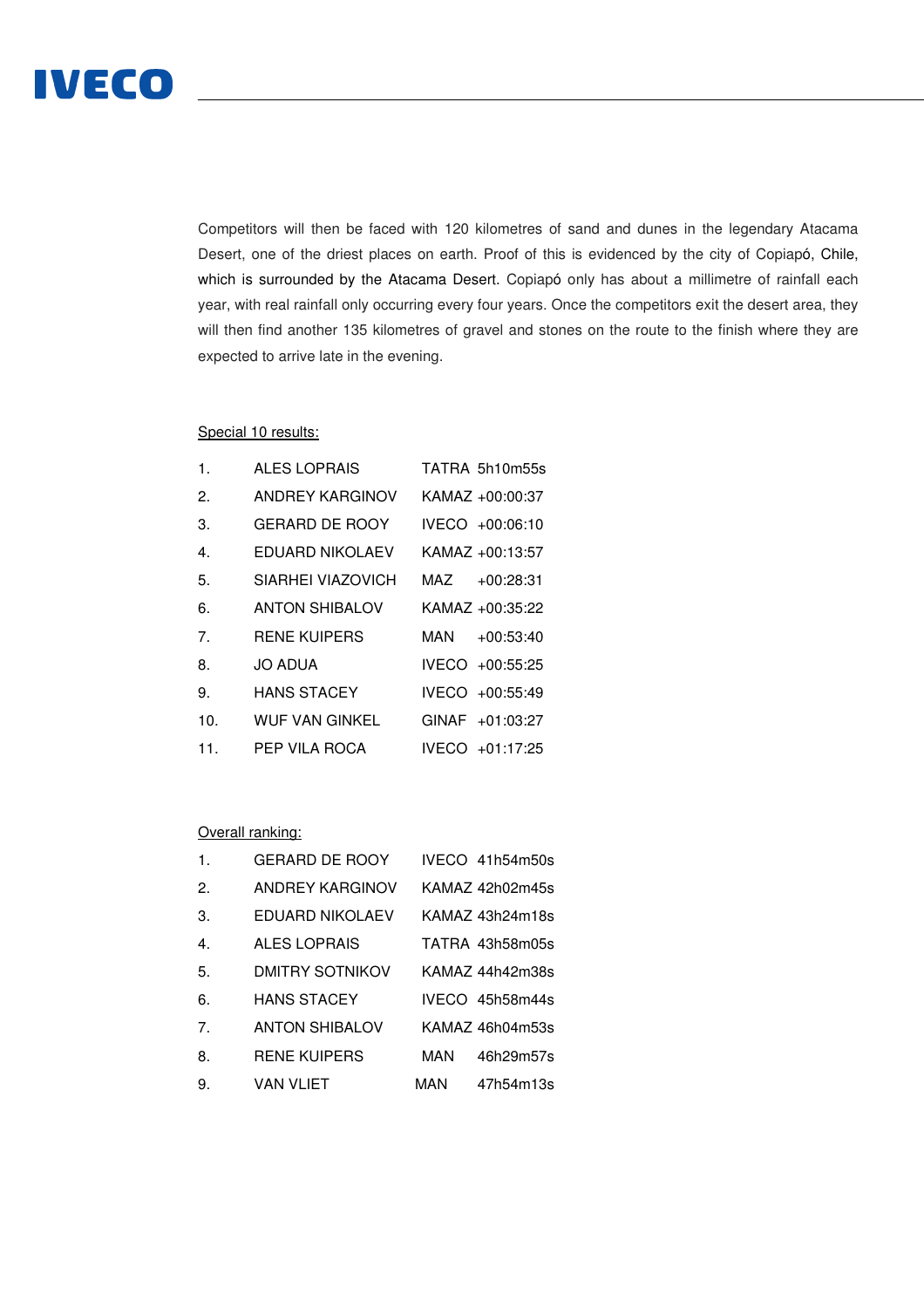Competitors will then be faced with 120 kilometres of sand and dunes in the legendary Atacama Desert, one of the driest places on earth. Proof of this is evidenced by the city of Copiapó, Chile, which is surrounded by the Atacama Desert. Copiapó only has about a millimetre of rainfall each year, with real rainfall only occurring every four years. Once the competitors exit the desert area, they will then find another 135 kilometres of gravel and stones on the route to the finish where they are expected to arrive late in the evening.

<u>Special 10 results:</u>

| | | | |
|---|---|---|---|
| 1. | ALES LOPRAIS | TATRA | 5h10m55s |
| 2. | ANDREY KARGINOV | KAMAZ | +00:00:37 |
| 3. | GERARD DE ROOY | IVECO | +00:06:10 |
| 4. | EDUARD NIKOLAEV | KAMAZ | +00:13:57 |
| 5. | SIARHEI VIAZOVICH | MAZ | +00:28:31 |
| 6. | ANTON SHIBALOV | KAMAZ | +00:35:22 |
| 7. | RENE KUIPERS | MAN | +00:53:40 |
| 8. | JO ADUA | IVECO | +00:55:25 |
| 9. | HANS STACEY | IVECO | +00:55:49 |
| 10. | WUF VAN GINKEL | GINAF | +01:03:27 |
| 11. | PEP VILA ROCA | IVECO | +01:17:25 |

<u>Overall ranking:</u>

| | | | |
|---|---|---|---|
| 1. | GERARD DE ROOY | IVECO | 41h54m50s |
| 2. | ANDREY KARGINOV | KAMAZ | 42h02m45s |
| 3. | EDUARD NIKOLAEV | KAMAZ | 43h24m18s |
| 4. | ALES LOPRAIS | TATRA | 43h58m05s |
| 5. | DMITRY SOTNIKOV | KAMAZ | 44h42m38s |
| 6. | HANS STACEY | IVECO | 45h58m44s |
| 7. | ANTON SHIBALOV | KAMAZ | 46h04m53s |
| 8. | RENE KUIPERS | MAN | 46h29m57s |
| 9. | VAN VLIET | MAN | 47h54m13s |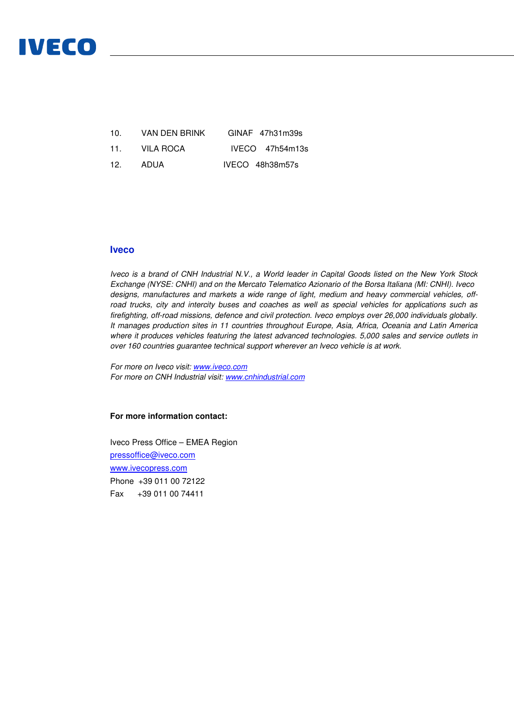| | | | |
|---|---|---|---|
| 10. | VAN DEN BRINK | GINAF | 47h31m39s |
| 11. | VILA ROCA | IVECO | 47h54m13s |
| 12. | ADUA | IVECO | 48h38m57s |

## Iveco

*Iveco is a brand of CNH Industrial N.V., a World leader in Capital Goods listed on the New York Stock Exchange (NYSE: CNHI) and on the Mercato Telematico Azionario of the Borsa Italiana (MI: CNHI). Iveco designs, manufactures and markets a wide range of light, medium and heavy commercial vehicles, off-road trucks, city and intercity buses and coaches as well as special vehicles for applications such as firefighting, off-road missions, defence and civil protection. Iveco employs over 26,000 individuals globally. It manages production sites in 11 countries throughout Europe, Asia, Africa, Oceania and Latin America where it produces vehicles featuring the latest advanced technologies. 5,000 sales and service outlets in over 160 countries guarantee technical support wherever an Iveco vehicle is at work.*

*For more on Iveco visit: [www.iveco.com](www.iveco.com)*
*For more on CNH Industrial visit: [www.cnhindustrial.com](www.cnhindustrial.com)*

**For more information contact:**

Iveco Press Office – EMEA Region
[pressoffice@iveco.com](mailto:pressoffice@iveco.com)
[www.ivecopress.com](www.ivecopress.com)
Phone +39 011 00 72122
Fax +39 011 00 74411